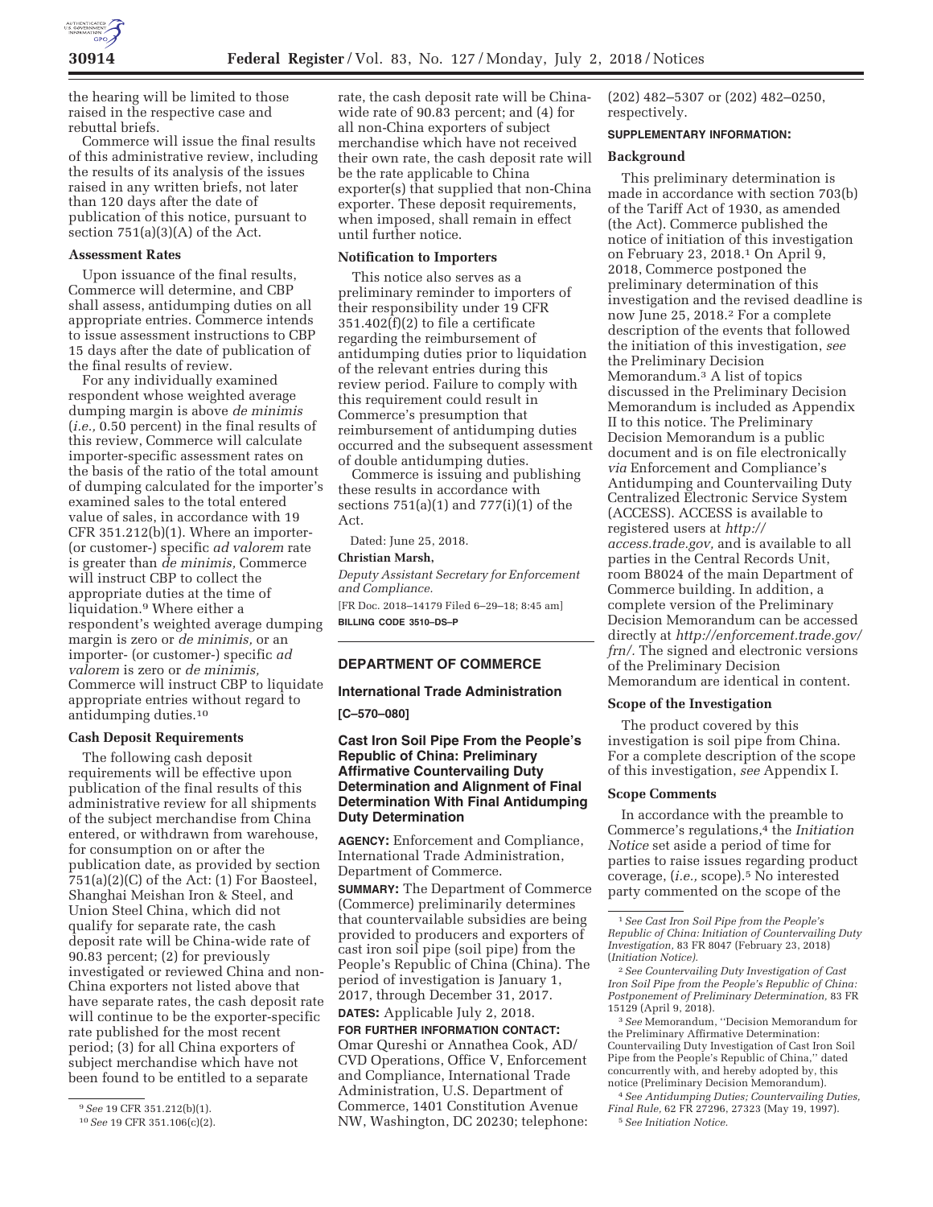the hearing will be limited to those raised in the respective case and rebuttal briefs.

Commerce will issue the final results of this administrative review, including the results of its analysis of the issues raised in any written briefs, not later than 120 days after the date of publication of this notice, pursuant to section 751(a)(3)(A) of the Act.

### Assessment Rates

Upon issuance of the final results, Commerce will determine, and CBP shall assess, antidumping duties on all appropriate entries. Commerce intends to issue assessment instructions to CBP 15 days after the date of publication of the final results of review.

For any individually examined respondent whose weighted average dumping margin is above *de minimis* (*i.e.,* 0.50 percent) in the final results of this review, Commerce will calculate importer-specific assessment rates on the basis of the ratio of the total amount of dumping calculated for the importer's examined sales to the total entered value of sales, in accordance with 19 CFR 351.212(b)(1). Where an importer- (or customer-) specific *ad valorem* rate is greater than *de minimis,* Commerce will instruct CBP to collect the appropriate duties at the time of liquidation.[9] Where either a respondent's weighted average dumping margin is zero or *de minimis,* or an importer- (or customer-) specific *ad valorem* is zero or *de minimis,* Commerce will instruct CBP to liquidate appropriate entries without regard to antidumping duties.[10]

### Cash Deposit Requirements

The following cash deposit requirements will be effective upon publication of the final results of this administrative review for all shipments of the subject merchandise from China entered, or withdrawn from warehouse, for consumption on or after the publication date, as provided by section 751(a)(2)(C) of the Act: (1) For Baosteel, Shanghai Meishan Iron & Steel, and Union Steel China, which did not qualify for separate rate, the cash deposit rate will be China-wide rate of 90.83 percent; (2) for previously investigated or reviewed China and non-China exporters not listed above that have separate rates, the cash deposit rate will continue to be the exporter-specific rate published for the most recent period; (3) for all China exporters of subject merchandise which have not been found to be entitled to a separate rate, the cash deposit rate will be China-wide rate of 90.83 percent; and (4) for all non-China exporters of subject merchandise which have not received their own rate, the cash deposit rate will be the rate applicable to China exporter(s) that supplied that non-China exporter. These deposit requirements, when imposed, shall remain in effect until further notice.

### Notification to Importers

This notice also serves as a preliminary reminder to importers of their responsibility under 19 CFR 351.402(f)(2) to file a certificate regarding the reimbursement of antidumping duties prior to liquidation of the relevant entries during this review period. Failure to comply with this requirement could result in Commerce's presumption that reimbursement of antidumping duties occurred and the subsequent assessment of double antidumping duties.

Commerce is issuing and publishing these results in accordance with sections 751(a)(1) and 777(i)(1) of the Act.

Dated: June 25, 2018.

**Christian Marsh,**

*Deputy Assistant Secretary for Enforcement and Compliance.*

[FR Doc. 2018–14179 Filed 6–29–18; 8:45 am]

**BILLING CODE 3510–DS–P**

[9] *See* 19 CFR 351.212(b)(1).

[10] *See* 19 CFR 351.106(c)(2).

---

## DEPARTMENT OF COMMERCE

### International Trade Administration

**[C–570–080]**

### Cast Iron Soil Pipe From the People's Republic of China: Preliminary Affirmative Countervailing Duty Determination and Alignment of Final Determination With Final Antidumping Duty Determination

**AGENCY:** Enforcement and Compliance, International Trade Administration, Department of Commerce.

**SUMMARY:** The Department of Commerce (Commerce) preliminarily determines that countervailable subsidies are being provided to producers and exporters of cast iron soil pipe (soil pipe) from the People's Republic of China (China). The period of investigation is January 1, 2017, through December 31, 2017.

**DATES:** Applicable July 2, 2018.

**FOR FURTHER INFORMATION CONTACT:** Omar Qureshi or Annathea Cook, AD/CVD Operations, Office V, Enforcement and Compliance, International Trade Administration, U.S. Department of Commerce, 1401 Constitution Avenue NW, Washington, DC 20230; telephone: (202) 482–5307 or (202) 482–0250, respectively.

**SUPPLEMENTARY INFORMATION:**

### Background

This preliminary determination is made in accordance with section 703(b) of the Tariff Act of 1930, as amended (the Act). Commerce published the notice of initiation of this investigation on February 23, 2018.[1] On April 9, 2018, Commerce postponed the preliminary determination of this investigation and the revised deadline is now June 25, 2018.[2] For a complete description of the events that followed the initiation of this investigation, *see* the Preliminary Decision Memorandum.[3] A list of topics discussed in the Preliminary Decision Memorandum is included as Appendix II to this notice. The Preliminary Decision Memorandum is a public document and is on file electronically *via* Enforcement and Compliance's Antidumping and Countervailing Duty Centralized Electronic Service System (ACCESS). ACCESS is available to registered users at *http://access.trade.gov,* and is available to all parties in the Central Records Unit, room B8024 of the main Department of Commerce building. In addition, a complete version of the Preliminary Decision Memorandum can be accessed directly at *http://enforcement.trade.gov/frn/.* The signed and electronic versions of the Preliminary Decision Memorandum are identical in content.

### Scope of the Investigation

The product covered by this investigation is soil pipe from China. For a complete description of the scope of this investigation, *see* Appendix I.

### Scope Comments

In accordance with the preamble to Commerce's regulations,[4] the *Initiation Notice* set aside a period of time for parties to raise issues regarding product coverage, (*i.e.,* scope).[5] No interested party commented on the scope of the

[1] *See Cast Iron Soil Pipe from the People's Republic of China: Initiation of Countervailing Duty Investigation,* 83 FR 8047 (February 23, 2018) (*Initiation Notice*).

[2] *See Countervailing Duty Investigation of Cast Iron Soil Pipe from the People's Republic of China: Postponement of Preliminary Determination,* 83 FR 15129 (April 9, 2018).

[3] *See* Memorandum, "Decision Memorandum for the Preliminary Affirmative Determination: Countervailing Duty Investigation of Cast Iron Soil Pipe from the People's Republic of China," dated concurrently with, and hereby adopted by, this notice (Preliminary Decision Memorandum).

[4] *See Antidumping Duties; Countervailing Duties, Final Rule,* 62 FR 27296, 27323 (May 19, 1997).

[5] *See Initiation Notice.*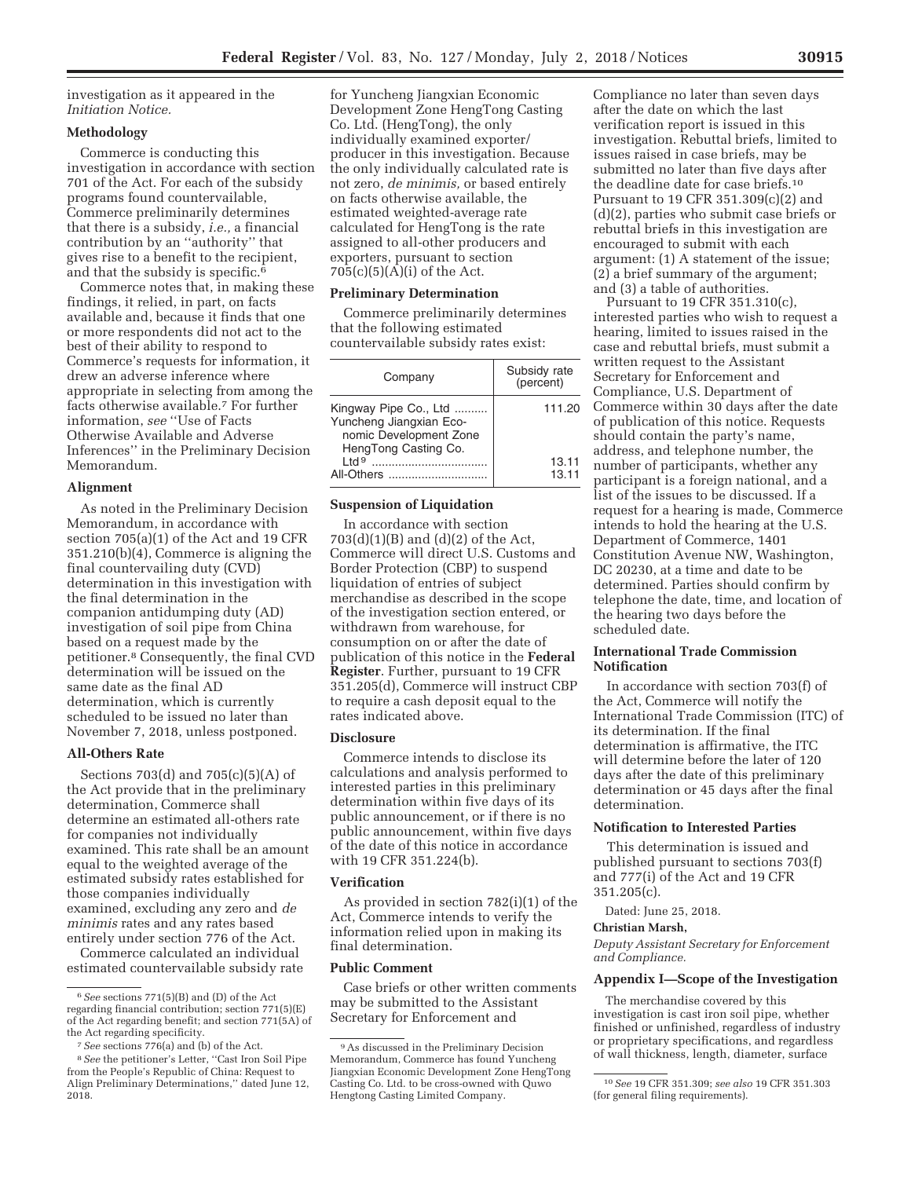investigation as it appeared in the *Initiation Notice.*

## Methodology

Commerce is conducting this investigation in accordance with section 701 of the Act. For each of the subsidy programs found countervailable, Commerce preliminarily determines that there is a subsidy, *i.e.,* a financial contribution by an ''authority'' that gives rise to a benefit to the recipient, and that the subsidy is specific.[6]

Commerce notes that, in making these findings, it relied, in part, on facts available and, because it finds that one or more respondents did not act to the best of their ability to respond to Commerce's requests for information, it drew an adverse inference where appropriate in selecting from among the facts otherwise available.[7] For further information, *see* ''Use of Facts Otherwise Available and Adverse Inferences'' in the Preliminary Decision Memorandum.

## Alignment

As noted in the Preliminary Decision Memorandum, in accordance with section 705(a)(1) of the Act and 19 CFR 351.210(b)(4), Commerce is aligning the final countervailing duty (CVD) determination in this investigation with the final determination in the companion antidumping duty (AD) investigation of soil pipe from China based on a request made by the petitioner.[8] Consequently, the final CVD determination will be issued on the same date as the final AD determination, which is currently scheduled to be issued no later than November 7, 2018, unless postponed.

## All-Others Rate

Sections 703(d) and 705(c)(5)(A) of the Act provide that in the preliminary determination, Commerce shall determine an estimated all-others rate for companies not individually examined. This rate shall be an amount equal to the weighted average of the estimated subsidy rates established for those companies individually examined, excluding any zero and *de minimis* rates and any rates based entirely under section 776 of the Act.

Commerce calculated an individual estimated countervailable subsidy rate for Yuncheng Jiangxian Economic Development Zone HengTong Casting Co. Ltd. (HengTong), the only individually examined exporter/producer in this investigation. Because the only individually calculated rate is not zero, *de minimis,* or based entirely on facts otherwise available, the estimated weighted-average rate calculated for HengTong is the rate assigned to all-other producers and exporters, pursuant to section 705(c)(5)(A)(i) of the Act.

## Preliminary Determination

Commerce preliminarily determines that the following estimated countervailable subsidy rates exist:

| Company | Subsidy rate (percent) |
|---|---|
| Kingway Pipe Co., Ltd | 111.20 |
| Yuncheng Jiangxian Economic Development Zone HengTong Casting Co. Ltd[9] | 13.11 |
| All-Others | 13.11 |

## Suspension of Liquidation

In accordance with section 703(d)(1)(B) and (d)(2) of the Act, Commerce will direct U.S. Customs and Border Protection (CBP) to suspend liquidation of entries of subject merchandise as described in the scope of the investigation section entered, or withdrawn from warehouse, for consumption on or after the date of publication of this notice in the **Federal Register**. Further, pursuant to 19 CFR 351.205(d), Commerce will instruct CBP to require a cash deposit equal to the rates indicated above.

## Disclosure

Commerce intends to disclose its calculations and analysis performed to interested parties in this preliminary determination within five days of its public announcement, or if there is no public announcement, within five days of the date of this notice in accordance with 19 CFR 351.224(b).

## Verification

As provided in section 782(i)(1) of the Act, Commerce intends to verify the information relied upon in making its final determination.

## Public Comment

Case briefs or other written comments may be submitted to the Assistant Secretary for Enforcement and Compliance no later than seven days after the date on which the last verification report is issued in this investigation. Rebuttal briefs, limited to issues raised in case briefs, may be submitted no later than five days after the deadline date for case briefs.[10] Pursuant to 19 CFR 351.309(c)(2) and (d)(2), parties who submit case briefs or rebuttal briefs in this investigation are encouraged to submit with each argument: (1) A statement of the issue; (2) a brief summary of the argument; and (3) a table of authorities.

Pursuant to 19 CFR 351.310(c), interested parties who wish to request a hearing, limited to issues raised in the case and rebuttal briefs, must submit a written request to the Assistant Secretary for Enforcement and Compliance, U.S. Department of Commerce within 30 days after the date of publication of this notice. Requests should contain the party's name, address, and telephone number, the number of participants, whether any participant is a foreign national, and a list of the issues to be discussed. If a request for a hearing is made, Commerce intends to hold the hearing at the U.S. Department of Commerce, 1401 Constitution Avenue NW, Washington, DC 20230, at a time and date to be determined. Parties should confirm by telephone the date, time, and location of the hearing two days before the scheduled date.

## International Trade Commission Notification

In accordance with section 703(f) of the Act, Commerce will notify the International Trade Commission (ITC) of its determination. If the final determination is affirmative, the ITC will determine before the later of 120 days after the date of this preliminary determination or 45 days after the final determination.

## Notification to Interested Parties

This determination is issued and published pursuant to sections 703(f) and 777(i) of the Act and 19 CFR 351.205(c).

Dated: June 25, 2018.

**Christian Marsh,**

*Deputy Assistant Secretary for Enforcement and Compliance.*

## Appendix I—Scope of the Investigation

The merchandise covered by this investigation is cast iron soil pipe, whether finished or unfinished, regardless of industry or proprietary specifications, and regardless of wall thickness, length, diameter, surface

---

[6] *See* sections 771(5)(B) and (D) of the Act regarding financial contribution; section 771(5)(E) of the Act regarding benefit; and section 771(5A) of the Act regarding specificity.

[7] *See* sections 776(a) and (b) of the Act.

[8] *See* the petitioner's Letter, ''Cast Iron Soil Pipe from the People's Republic of China: Request to Align Preliminary Determinations,'' dated June 12, 2018.

[9] As discussed in the Preliminary Decision Memorandum, Commerce has found Yuncheng Jiangxian Economic Development Zone HengTong Casting Co. Ltd. to be cross-owned with Quwo Hengtong Casting Limited Company.

[10] *See* 19 CFR 351.309; *see also* 19 CFR 351.303 (for general filing requirements).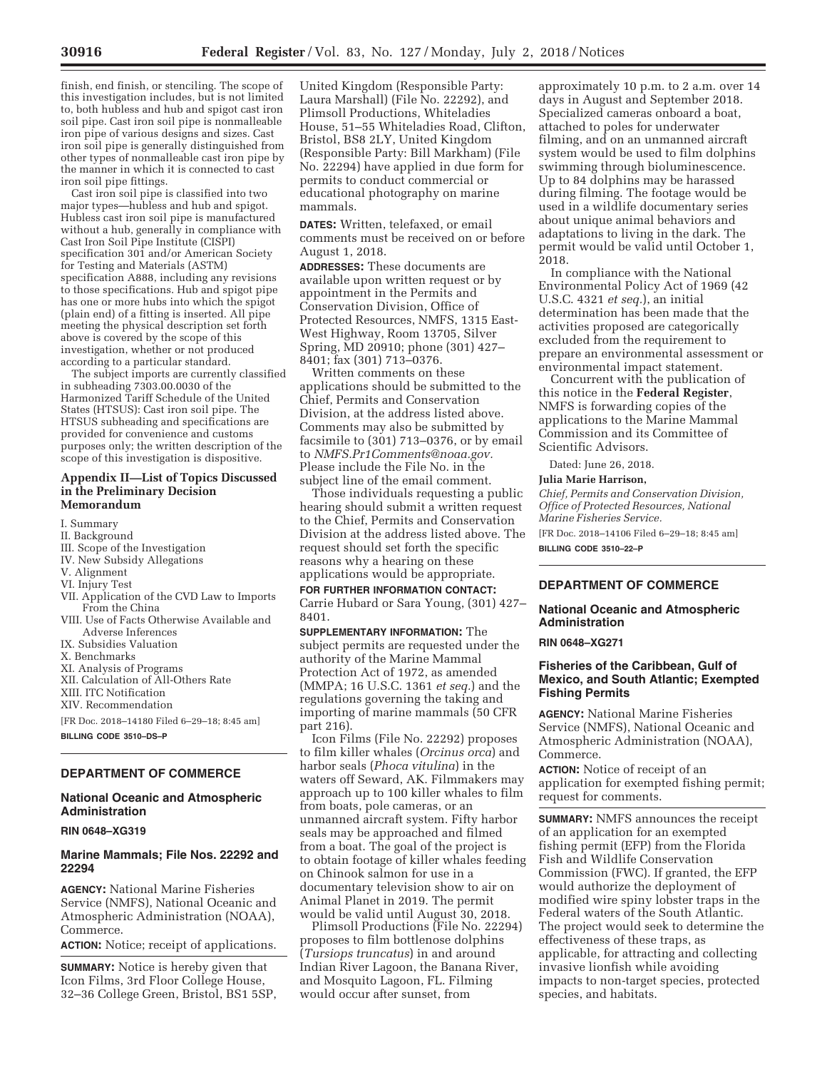finish, end finish, or stenciling. The scope of this investigation includes, but is not limited to, both hubless and hub and spigot cast iron soil pipe. Cast iron soil pipe is nonmalleable iron pipe of various designs and sizes. Cast iron soil pipe is generally distinguished from other types of nonmalleable cast iron pipe by the manner in which it is connected to cast iron soil pipe fittings.

Cast iron soil pipe is classified into two major types—hubless and hub and spigot. Hubless cast iron soil pipe is manufactured without a hub, generally in compliance with Cast Iron Soil Pipe Institute (CISPI) specification 301 and/or American Society for Testing and Materials (ASTM) specification A888, including any revisions to those specifications. Hub and spigot pipe has one or more hubs into which the spigot (plain end) of a fitting is inserted. All pipe meeting the physical description set forth above is covered by the scope of this investigation, whether or not produced according to a particular standard.

The subject imports are currently classified in subheading 7303.00.0030 of the Harmonized Tariff Schedule of the United States (HTSUS): Cast iron soil pipe. The HTSUS subheading and specifications are provided for convenience and customs purposes only; the written description of the scope of this investigation is dispositive.

## Appendix II—List of Topics Discussed in the Preliminary Decision Memorandum

I. Summary
II. Background
III. Scope of the Investigation
IV. New Subsidy Allegations
V. Alignment
VI. Injury Test
VII. Application of the CVD Law to Imports From the China
VIII. Use of Facts Otherwise Available and Adverse Inferences
IX. Subsidies Valuation
X. Benchmarks
XI. Analysis of Programs
XII. Calculation of All-Others Rate
XIII. ITC Notification
XIV. Recommendation

[FR Doc. 2018–14180 Filed 6–29–18; 8:45 am]

**BILLING CODE 3510–DS–P**

---

## DEPARTMENT OF COMMERCE

### National Oceanic and Atmospheric Administration

**RIN 0648–XG319**

### Marine Mammals; File Nos. 22292 and 22294

**AGENCY:** National Marine Fisheries Service (NMFS), National Oceanic and Atmospheric Administration (NOAA), Commerce.

**ACTION:** Notice; receipt of applications.

**SUMMARY:** Notice is hereby given that Icon Films, 3rd Floor College House, 32–36 College Green, Bristol, BS1 5SP, United Kingdom (Responsible Party: Laura Marshall) (File No. 22292), and Plimsoll Productions, Whiteladies House, 51–55 Whiteladies Road, Clifton, Bristol, BS8 2LY, United Kingdom (Responsible Party: Bill Markham) (File No. 22294) have applied in due form for permits to conduct commercial or educational photography on marine mammals.

**DATES:** Written, telefaxed, or email comments must be received on or before August 1, 2018.

**ADDRESSES:** These documents are available upon written request or by appointment in the Permits and Conservation Division, Office of Protected Resources, NMFS, 1315 East-West Highway, Room 13705, Silver Spring, MD 20910; phone (301) 427–8401; fax (301) 713–0376.

Written comments on these applications should be submitted to the Chief, Permits and Conservation Division, at the address listed above. Comments may also be submitted by facsimile to (301) 713–0376, or by email to *NMFS.Pr1Comments@noaa.gov.* Please include the File No. in the subject line of the email comment.

Those individuals requesting a public hearing should submit a written request to the Chief, Permits and Conservation Division at the address listed above. The request should set forth the specific reasons why a hearing on these applications would be appropriate.

**FOR FURTHER INFORMATION CONTACT:** Carrie Hubard or Sara Young, (301) 427–8401.

**SUPPLEMENTARY INFORMATION:** The subject permits are requested under the authority of the Marine Mammal Protection Act of 1972, as amended (MMPA; 16 U.S.C. 1361 *et seq.*) and the regulations governing the taking and importing of marine mammals (50 CFR part 216).

Icon Films (File No. 22292) proposes to film killer whales (*Orcinus orca*) and harbor seals (*Phoca vitulina*) in the waters off Seward, AK. Filmmakers may approach up to 100 killer whales to film from boats, pole cameras, or an unmanned aircraft system. Fifty harbor seals may be approached and filmed from a boat. The goal of the project is to obtain footage of killer whales feeding on Chinook salmon for use in a documentary television show to air on Animal Planet in 2019. The permit would be valid until August 30, 2018.

Plimsoll Productions (File No. 22294) proposes to film bottlenose dolphins (*Tursiops truncatus*) in and around Indian River Lagoon, the Banana River, and Mosquito Lagoon, FL. Filming would occur after sunset, from approximately 10 p.m. to 2 a.m. over 14 days in August and September 2018. Specialized cameras onboard a boat, attached to poles for underwater filming, and on an unmanned aircraft system would be used to film dolphins swimming through bioluminescence. Up to 84 dolphins may be harassed during filming. The footage would be used in a wildlife documentary series about unique animal behaviors and adaptations to living in the dark. The permit would be valid until October 1, 2018.

In compliance with the National Environmental Policy Act of 1969 (42 U.S.C. 4321 *et seq.*), an initial determination has been made that the activities proposed are categorically excluded from the requirement to prepare an environmental assessment or environmental impact statement.

Concurrent with the publication of this notice in the **Federal Register**, NMFS is forwarding copies of the applications to the Marine Mammal Commission and its Committee of Scientific Advisors.

Dated: June 26, 2018.

**Julia Marie Harrison,**

*Chief, Permits and Conservation Division, Office of Protected Resources, National Marine Fisheries Service.*

[FR Doc. 2018–14106 Filed 6–29–18; 8:45 am]

**BILLING CODE 3510–22–P**

---

## DEPARTMENT OF COMMERCE

### National Oceanic and Atmospheric Administration

**RIN 0648–XG271**

### Fisheries of the Caribbean, Gulf of Mexico, and South Atlantic; Exempted Fishing Permits

**AGENCY:** National Marine Fisheries Service (NMFS), National Oceanic and Atmospheric Administration (NOAA), Commerce.

**ACTION:** Notice of receipt of an application for exempted fishing permit; request for comments.

**SUMMARY:** NMFS announces the receipt of an application for an exempted fishing permit (EFP) from the Florida Fish and Wildlife Conservation Commission (FWC). If granted, the EFP would authorize the deployment of modified wire spiny lobster traps in the Federal waters of the South Atlantic. The project would seek to determine the effectiveness of these traps, as applicable, for attracting and collecting invasive lionfish while avoiding impacts to non-target species, protected species, and habitats.